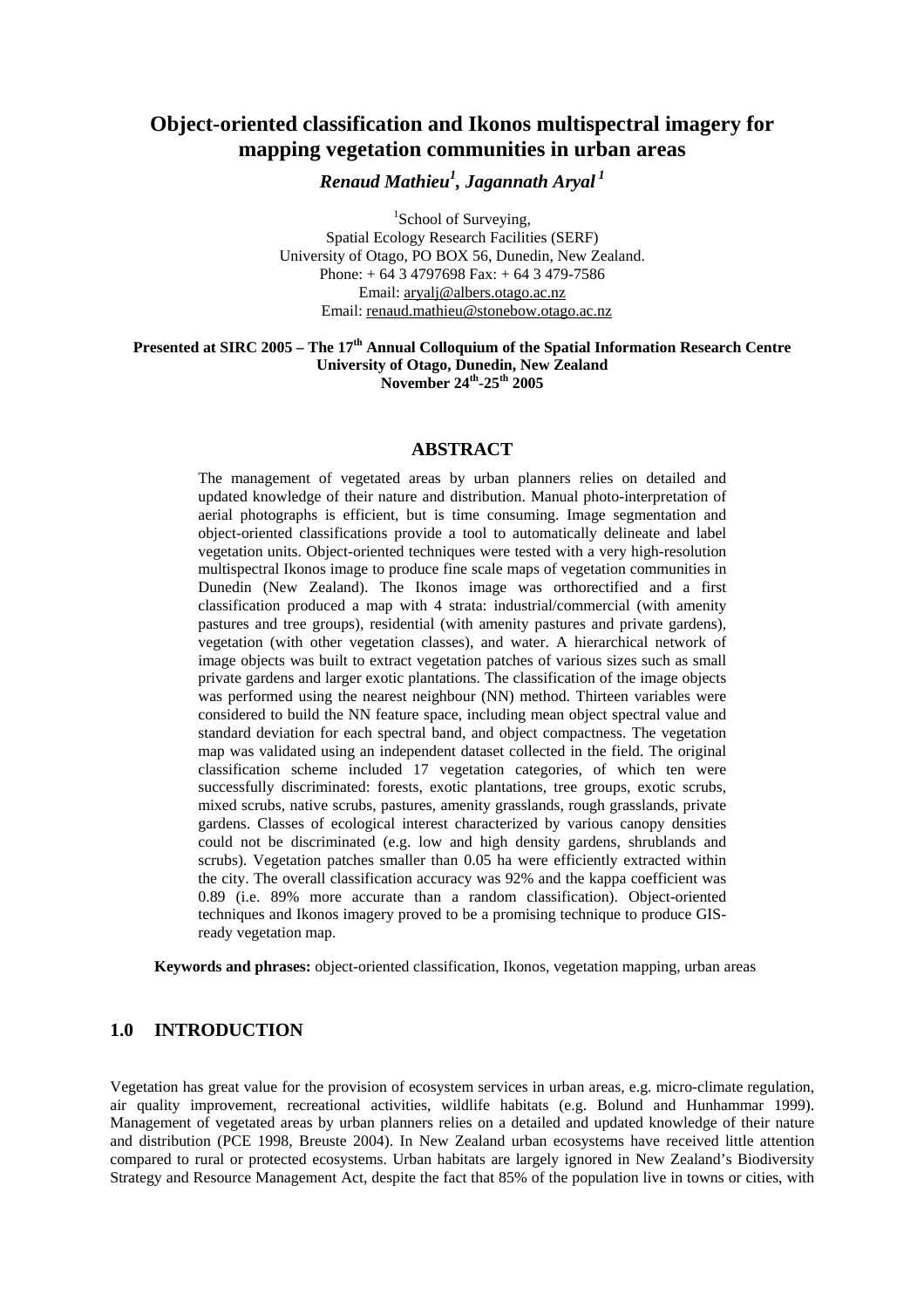# Object-oriented classification and Ikonos multispectral imagery for mapping vegetation communities in urban areas

***Renaud Mathieu[1], Jagannath Aryal[1]***

[1]School of Surveying,
Spatial Ecology Research Facilities (SERF)
University of Otago, PO BOX 56, Dunedin, New Zealand.
Phone: + 64 3 4797698 Fax: + 64 3 479-7586
Email: aryalj@albers.otago.ac.nz
Email: renaud.mathieu@stonebow.otago.ac.nz

**Presented at SIRC 2005 – The 17th Annual Colloquium of the Spatial Information Research Centre**
**University of Otago, Dunedin, New Zealand**
**November 24th-25th 2005**

## ABSTRACT

The management of vegetated areas by urban planners relies on detailed and updated knowledge of their nature and distribution. Manual photo-interpretation of aerial photographs is efficient, but is time consuming. Image segmentation and object-oriented classifications provide a tool to automatically delineate and label vegetation units. Object-oriented techniques were tested with a very high-resolution multispectral Ikonos image to produce fine scale maps of vegetation communities in Dunedin (New Zealand). The Ikonos image was orthorectified and a first classification produced a map with 4 strata: industrial/commercial (with amenity pastures and tree groups), residential (with amenity pastures and private gardens), vegetation (with other vegetation classes), and water. A hierarchical network of image objects was built to extract vegetation patches of various sizes such as small private gardens and larger exotic plantations. The classification of the image objects was performed using the nearest neighbour (NN) method. Thirteen variables were considered to build the NN feature space, including mean object spectral value and standard deviation for each spectral band, and object compactness. The vegetation map was validated using an independent dataset collected in the field. The original classification scheme included 17 vegetation categories, of which ten were successfully discriminated: forests, exotic plantations, tree groups, exotic scrubs, mixed scrubs, native scrubs, pastures, amenity grasslands, rough grasslands, private gardens. Classes of ecological interest characterized by various canopy densities could not be discriminated (e.g. low and high density gardens, shrublands and scrubs). Vegetation patches smaller than 0.05 ha were efficiently extracted within the city. The overall classification accuracy was 92% and the kappa coefficient was 0.89 (i.e. 89% more accurate than a random classification). Object-oriented techniques and Ikonos imagery proved to be a promising technique to produce GIS-ready vegetation map.

**Keywords and phrases:** object-oriented classification, Ikonos, vegetation mapping, urban areas

## 1.0 INTRODUCTION

Vegetation has great value for the provision of ecosystem services in urban areas, e.g. micro-climate regulation, air quality improvement, recreational activities, wildlife habitats (e.g. Bolund and Hunhammar 1999). Management of vegetated areas by urban planners relies on a detailed and updated knowledge of their nature and distribution (PCE 1998, Breuste 2004). In New Zealand urban ecosystems have received little attention compared to rural or protected ecosystems. Urban habitats are largely ignored in New Zealand's Biodiversity Strategy and Resource Management Act, despite the fact that 85% of the population live in towns or cities, with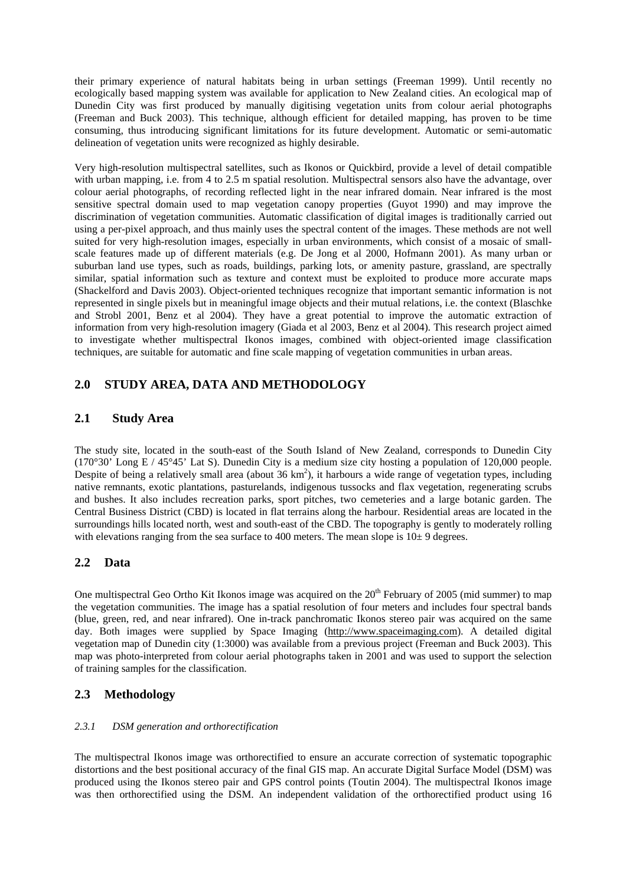their primary experience of natural habitats being in urban settings (Freeman 1999). Until recently no ecologically based mapping system was available for application to New Zealand cities. An ecological map of Dunedin City was first produced by manually digitising vegetation units from colour aerial photographs (Freeman and Buck 2003). This technique, although efficient for detailed mapping, has proven to be time consuming, thus introducing significant limitations for its future development. Automatic or semi-automatic delineation of vegetation units were recognized as highly desirable.

Very high-resolution multispectral satellites, such as Ikonos or Quickbird, provide a level of detail compatible with urban mapping, i.e. from 4 to 2.5 m spatial resolution. Multispectral sensors also have the advantage, over colour aerial photographs, of recording reflected light in the near infrared domain. Near infrared is the most sensitive spectral domain used to map vegetation canopy properties (Guyot 1990) and may improve the discrimination of vegetation communities. Automatic classification of digital images is traditionally carried out using a per-pixel approach, and thus mainly uses the spectral content of the images. These methods are not well suited for very high-resolution images, especially in urban environments, which consist of a mosaic of small-scale features made up of different materials (e.g. De Jong et al 2000, Hofmann 2001). As many urban or suburban land use types, such as roads, buildings, parking lots, or amenity pasture, grassland, are spectrally similar, spatial information such as texture and context must be exploited to produce more accurate maps (Shackelford and Davis 2003). Object-oriented techniques recognize that important semantic information is not represented in single pixels but in meaningful image objects and their mutual relations, i.e. the context (Blaschke and Strobl 2001, Benz et al 2004). They have a great potential to improve the automatic extraction of information from very high-resolution imagery (Giada et al 2003, Benz et al 2004). This research project aimed to investigate whether multispectral Ikonos images, combined with object-oriented image classification techniques, are suitable for automatic and fine scale mapping of vegetation communities in urban areas.

## 2.0 STUDY AREA, DATA AND METHODOLOGY

### 2.1 Study Area

The study site, located in the south-east of the South Island of New Zealand, corresponds to Dunedin City (170°30' Long E / 45°45' Lat S). Dunedin City is a medium size city hosting a population of 120,000 people. Despite of being a relatively small area (about 36 km$^2$), it harbours a wide range of vegetation types, including native remnants, exotic plantations, pasturelands, indigenous tussocks and flax vegetation, regenerating scrubs and bushes. It also includes recreation parks, sport pitches, two cemeteries and a large botanic garden. The Central Business District (CBD) is located in flat terrains along the harbour. Residential areas are located in the surroundings hills located north, west and south-east of the CBD. The topography is gently to moderately rolling with elevations ranging from the sea surface to 400 meters. The mean slope is 10± 9 degrees.

### 2.2 Data

One multispectral Geo Ortho Kit Ikonos image was acquired on the 20th February of 2005 (mid summer) to map the vegetation communities. The image has a spatial resolution of four meters and includes four spectral bands (blue, green, red, and near infrared). One in-track panchromatic Ikonos stereo pair was acquired on the same day. Both images were supplied by Space Imaging (http://www.spaceimaging.com). A detailed digital vegetation map of Dunedin city (1:3000) was available from a previous project (Freeman and Buck 2003). This map was photo-interpreted from colour aerial photographs taken in 2001 and was used to support the selection of training samples for the classification.

### 2.3 Methodology

#### *2.3.1 DSM generation and orthorectification*

The multispectral Ikonos image was orthorectified to ensure an accurate correction of systematic topographic distortions and the best positional accuracy of the final GIS map. An accurate Digital Surface Model (DSM) was produced using the Ikonos stereo pair and GPS control points (Toutin 2004). The multispectral Ikonos image was then orthorectified using the DSM. An independent validation of the orthorectified product using 16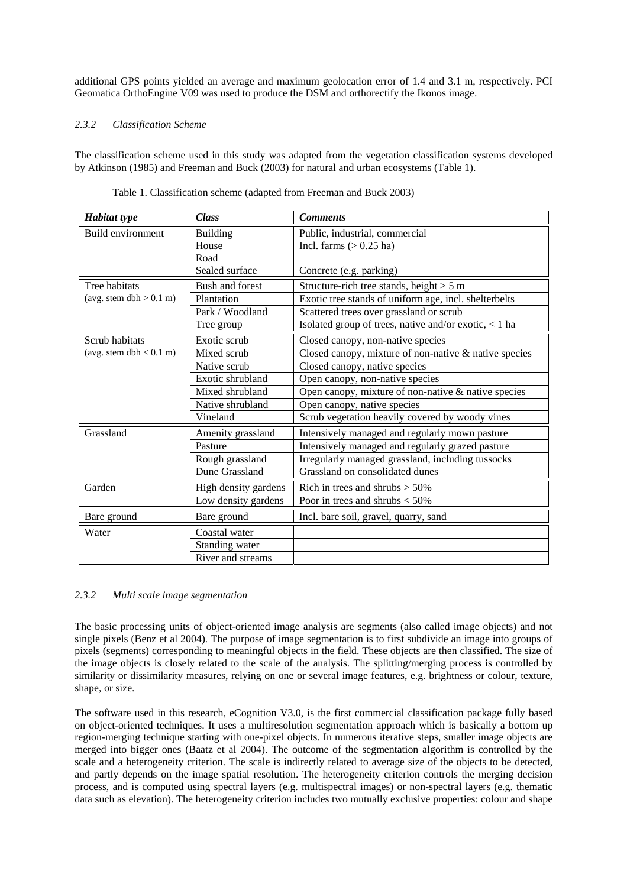additional GPS points yielded an average and maximum geolocation error of 1.4 and 3.1 m, respectively. PCI Geomatica OrthoEngine V09 was used to produce the DSM and orthorectify the Ikonos image.

#### *2.3.2 Classification Scheme*

The classification scheme used in this study was adapted from the vegetation classification systems developed by Atkinson (1985) and Freeman and Buck (2003) for natural and urban ecosystems (Table 1).

Table 1. Classification scheme (adapted from Freeman and Buck 2003)

| ***Habitat type*** | ***Class*** | ***Comments*** |
|---|---|---|
| Build environment | Building | Public, industrial, commercial |
| | House | Incl. farms (> 0.25 ha) |
| | Road | |
| | Sealed surface | Concrete (e.g. parking) |
| Tree habitats (avg. stem dbh > 0.1 m) | Bush and forest | Structure-rich tree stands, height > 5 m |
| | Plantation | Exotic tree stands of uniform age, incl. shelterbelts |
| | Park / Woodland | Scattered trees over grassland or scrub |
| | Tree group | Isolated group of trees, native and/or exotic, < 1 ha |
| Scrub habitats (avg. stem dbh < 0.1 m) | Exotic scrub | Closed canopy, non-native species |
| | Mixed scrub | Closed canopy, mixture of non-native & native species |
| | Native scrub | Closed canopy, native species |
| | Exotic shrubland | Open canopy, non-native species |
| | Mixed shrubland | Open canopy, mixture of non-native & native species |
| | Native shrubland | Open canopy, native species |
| | Vineland | Scrub vegetation heavily covered by woody vines |
| Grassland | Amenity grassland | Intensively managed and regularly mown pasture |
| | Pasture | Intensively managed and regularly grazed pasture |
| | Rough grassland | Irregularly managed grassland, including tussocks |
| | Dune Grassland | Grassland on consolidated dunes |
| Garden | High density gardens | Rich in trees and shrubs > 50% |
| | Low density gardens | Poor in trees and shrubs < 50% |
| Bare ground | Bare ground | Incl. bare soil, gravel, quarry, sand |
| Water | Coastal water | |
| | Standing water | |
| | River and streams | |

#### *2.3.2 Multi scale image segmentation*

The basic processing units of object-oriented image analysis are segments (also called image objects) and not single pixels (Benz et al 2004). The purpose of image segmentation is to first subdivide an image into groups of pixels (segments) corresponding to meaningful objects in the field. These objects are then classified. The size of the image objects is closely related to the scale of the analysis. The splitting/merging process is controlled by similarity or dissimilarity measures, relying on one or several image features, e.g. brightness or colour, texture, shape, or size.

The software used in this research, eCognition V3.0, is the first commercial classification package fully based on object-oriented techniques. It uses a multiresolution segmentation approach which is basically a bottom up region-merging technique starting with one-pixel objects. In numerous iterative steps, smaller image objects are merged into bigger ones (Baatz et al 2004). The outcome of the segmentation algorithm is controlled by the scale and a heterogeneity criterion. The scale is indirectly related to average size of the objects to be detected, and partly depends on the image spatial resolution. The heterogeneity criterion controls the merging decision process, and is computed using spectral layers (e.g. multispectral images) or non-spectral layers (e.g. thematic data such as elevation). The heterogeneity criterion includes two mutually exclusive properties: colour and shape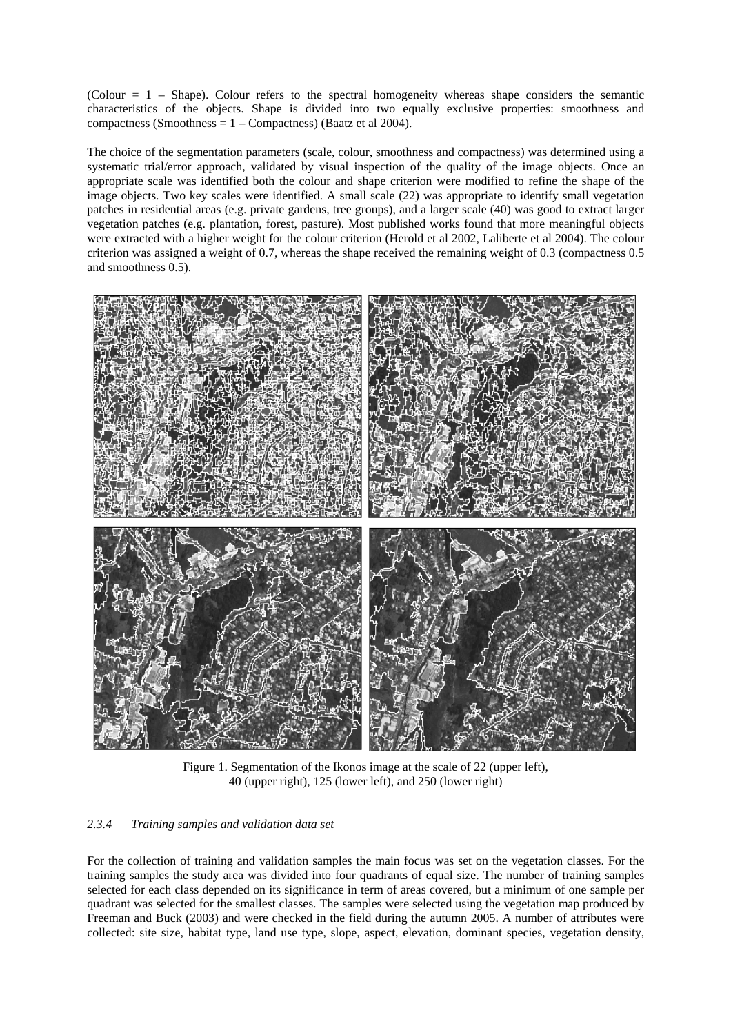(Colour = 1 – Shape). Colour refers to the spectral homogeneity whereas shape considers the semantic characteristics of the objects. Shape is divided into two equally exclusive properties: smoothness and compactness (Smoothness = 1 – Compactness) (Baatz et al 2004).

The choice of the segmentation parameters (scale, colour, smoothness and compactness) was determined using a systematic trial/error approach, validated by visual inspection of the quality of the image objects. Once an appropriate scale was identified both the colour and shape criterion were modified to refine the shape of the image objects. Two key scales were identified. A small scale (22) was appropriate to identify small vegetation patches in residential areas (e.g. private gardens, tree groups), and a larger scale (40) was good to extract larger vegetation patches (e.g. plantation, forest, pasture). Most published works found that more meaningful objects were extracted with a higher weight for the colour criterion (Herold et al 2002, Laliberte et al 2004). The colour criterion was assigned a weight of 0.7, whereas the shape received the remaining weight of 0.3 (compactness 0.5 and smoothness 0.5).

Figure 1. Segmentation of the Ikonos image at the scale of 22 (upper left), 40 (upper right), 125 (lower left), and 250 (lower right)

### *2.3.4 Training samples and validation data set*

For the collection of training and validation samples the main focus was set on the vegetation classes. For the training samples the study area was divided into four quadrants of equal size. The number of training samples selected for each class depended on its significance in term of areas covered, but a minimum of one sample per quadrant was selected for the smallest classes. The samples were selected using the vegetation map produced by Freeman and Buck (2003) and were checked in the field during the autumn 2005. A number of attributes were collected: site size, habitat type, land use type, slope, aspect, elevation, dominant species, vegetation density,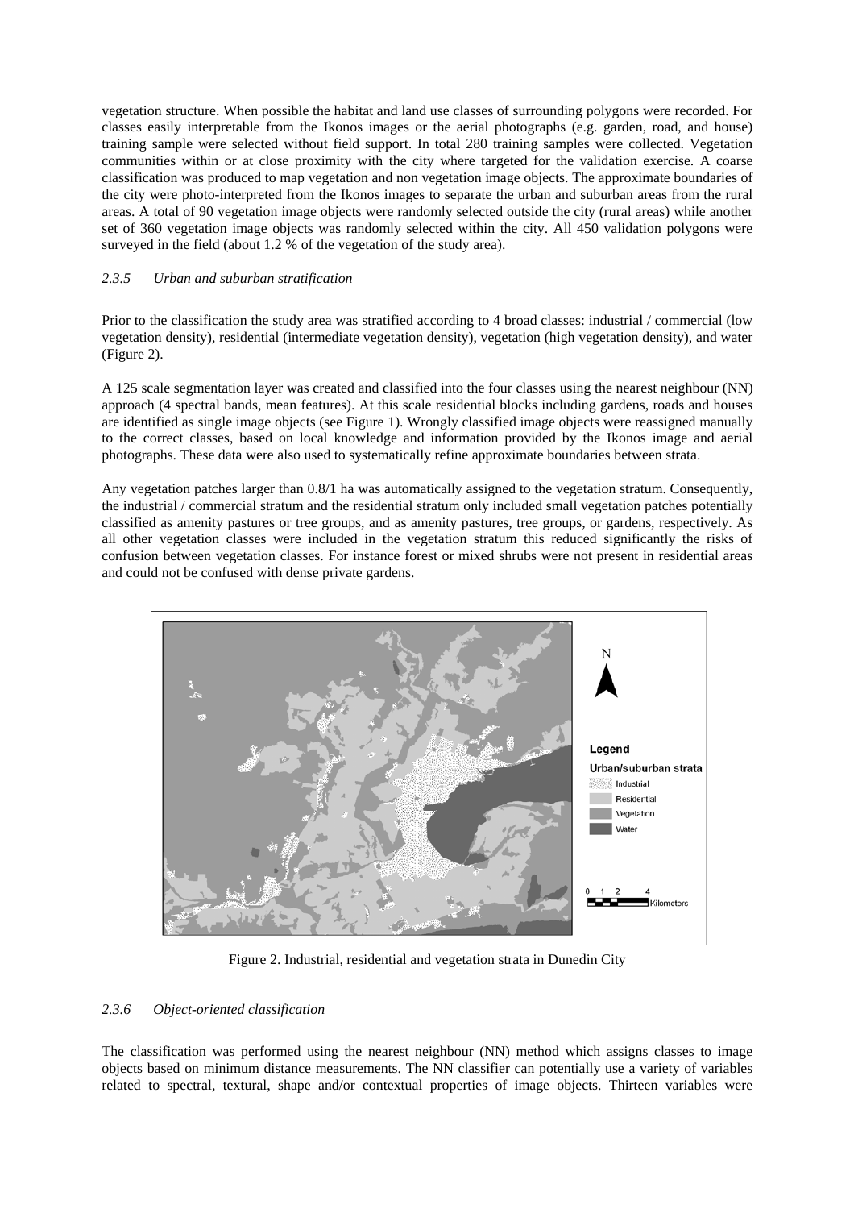vegetation structure. When possible the habitat and land use classes of surrounding polygons were recorded. For classes easily interpretable from the Ikonos images or the aerial photographs (e.g. garden, road, and house) training sample were selected without field support. In total 280 training samples were collected. Vegetation communities within or at close proximity with the city where targeted for the validation exercise. A coarse classification was produced to map vegetation and non vegetation image objects. The approximate boundaries of the city were photo-interpreted from the Ikonos images to separate the urban and suburban areas from the rural areas. A total of 90 vegetation image objects were randomly selected outside the city (rural areas) while another set of 360 vegetation image objects was randomly selected within the city. All 450 validation polygons were surveyed in the field (about 1.2 % of the vegetation of the study area).

### *2.3.5 Urban and suburban stratification*

Prior to the classification the study area was stratified according to 4 broad classes: industrial / commercial (low vegetation density), residential (intermediate vegetation density), vegetation (high vegetation density), and water (Figure 2).

A 125 scale segmentation layer was created and classified into the four classes using the nearest neighbour (NN) approach (4 spectral bands, mean features). At this scale residential blocks including gardens, roads and houses are identified as single image objects (see Figure 1). Wrongly classified image objects were reassigned manually to the correct classes, based on local knowledge and information provided by the Ikonos image and aerial photographs. These data were also used to systematically refine approximate boundaries between strata.

Any vegetation patches larger than 0.8/1 ha was automatically assigned to the vegetation stratum. Consequently, the industrial / commercial stratum and the residential stratum only included small vegetation patches potentially classified as amenity pastures or tree groups, and as amenity pastures, tree groups, or gardens, respectively. As all other vegetation classes were included in the vegetation stratum this reduced significantly the risks of confusion between vegetation classes. For instance forest or mixed shrubs were not present in residential areas and could not be confused with dense private gardens.

Figure 2. Industrial, residential and vegetation strata in Dunedin City

### *2.3.6 Object-oriented classification*

The classification was performed using the nearest neighbour (NN) method which assigns classes to image objects based on minimum distance measurements. The NN classifier can potentially use a variety of variables related to spectral, textural, shape and/or contextual properties of image objects. Thirteen variables were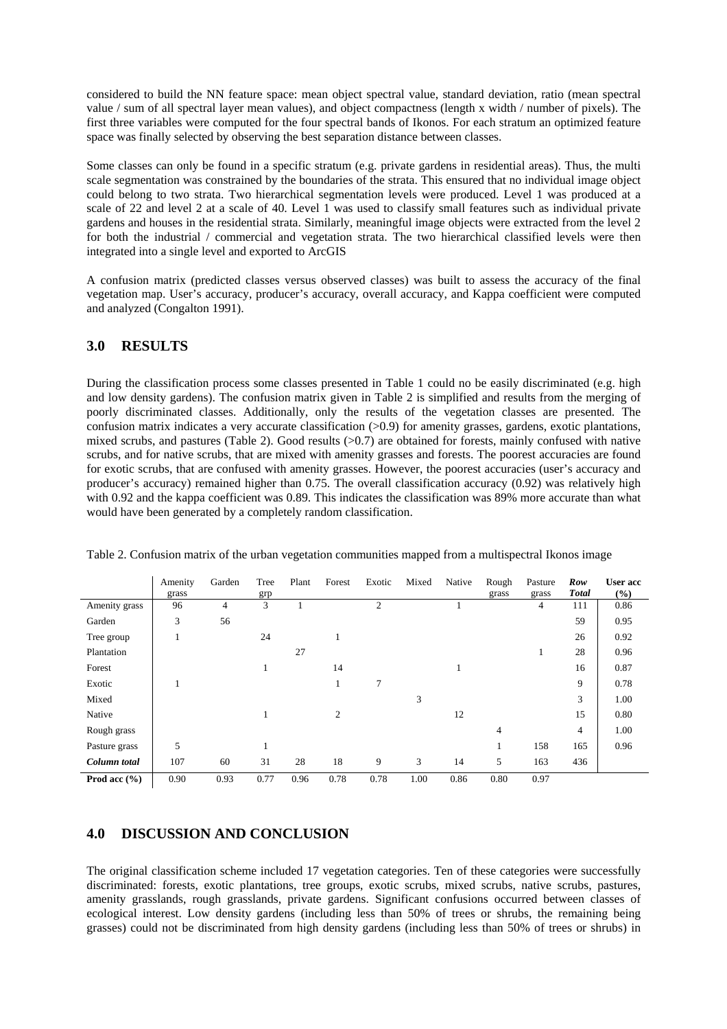considered to build the NN feature space: mean object spectral value, standard deviation, ratio (mean spectral value / sum of all spectral layer mean values), and object compactness (length x width / number of pixels). The first three variables were computed for the four spectral bands of Ikonos. For each stratum an optimized feature space was finally selected by observing the best separation distance between classes.

Some classes can only be found in a specific stratum (e.g. private gardens in residential areas). Thus, the multi scale segmentation was constrained by the boundaries of the strata. This ensured that no individual image object could belong to two strata. Two hierarchical segmentation levels were produced. Level 1 was produced at a scale of 22 and level 2 at a scale of 40. Level 1 was used to classify small features such as individual private gardens and houses in the residential strata. Similarly, meaningful image objects were extracted from the level 2 for both the industrial / commercial and vegetation strata. The two hierarchical classified levels were then integrated into a single level and exported to ArcGIS

A confusion matrix (predicted classes versus observed classes) was built to assess the accuracy of the final vegetation map. User's accuracy, producer's accuracy, overall accuracy, and Kappa coefficient were computed and analyzed (Congalton 1991).

## 3.0 RESULTS

During the classification process some classes presented in Table 1 could no be easily discriminated (e.g. high and low density gardens). The confusion matrix given in Table 2 is simplified and results from the merging of poorly discriminated classes. Additionally, only the results of the vegetation classes are presented. The confusion matrix indicates a very accurate classification (>0.9) for amenity grasses, gardens, exotic plantations, mixed scrubs, and pastures (Table 2). Good results (>0.7) are obtained for forests, mainly confused with native scrubs, and for native scrubs, that are mixed with amenity grasses and forests. The poorest accuracies are found for exotic scrubs, that are confused with amenity grasses. However, the poorest accuracies (user's accuracy and producer's accuracy) remained higher than 0.75. The overall classification accuracy (0.92) was relatively high with 0.92 and the kappa coefficient was 0.89. This indicates the classification was 89% more accurate than what would have been generated by a completely random classification.

Table 2. Confusion matrix of the urban vegetation communities mapped from a multispectral Ikonos image

| | Amenity grass | Garden | Tree grp | Plant | Forest | Exotic | Mixed | Native | Rough grass | Pasture grass | ***Row Total*** | **User acc (%)** |
|---|---|---|---|---|---|---|---|---|---|---|---|---|
| Amenity grass | 96 | 4 | 3 | 1 | | 2 | | 1 | | 4 | 111 | 0.86 |
| Garden | 3 | 56 | | | | | | | | | 59 | 0.95 |
| Tree group | 1 | | 24 | | 1 | | | | | | 26 | 0.92 |
| Plantation | | | | 27 | | | | | | 1 | 28 | 0.96 |
| Forest | | | 1 | | 14 | | | 1 | | | 16 | 0.87 |
| Exotic | 1 | | | | 1 | 7 | | | | | 9 | 0.78 |
| Mixed | | | | | | | 3 | | | | 3 | 1.00 |
| Native | | | 1 | | 2 | | | 12 | | | 15 | 0.80 |
| Rough grass | | | | | | | | | 4 | | 4 | 1.00 |
| Pasture grass | 5 | | 1 | | | | | | 1 | 158 | 165 | 0.96 |
| ***Column total*** | 107 | 60 | 31 | 28 | 18 | 9 | 3 | 14 | 5 | 163 | 436 | |
| **Prod acc (%)** | 0.90 | 0.93 | 0.77 | 0.96 | 0.78 | 0.78 | 1.00 | 0.86 | 0.80 | 0.97 | | |

## 4.0 DISCUSSION AND CONCLUSION

The original classification scheme included 17 vegetation categories. Ten of these categories were successfully discriminated: forests, exotic plantations, tree groups, exotic scrubs, mixed scrubs, native scrubs, pastures, amenity grasslands, rough grasslands, private gardens. Significant confusions occurred between classes of ecological interest. Low density gardens (including less than 50% of trees or shrubs, the remaining being grasses) could not be discriminated from high density gardens (including less than 50% of trees or shrubs) in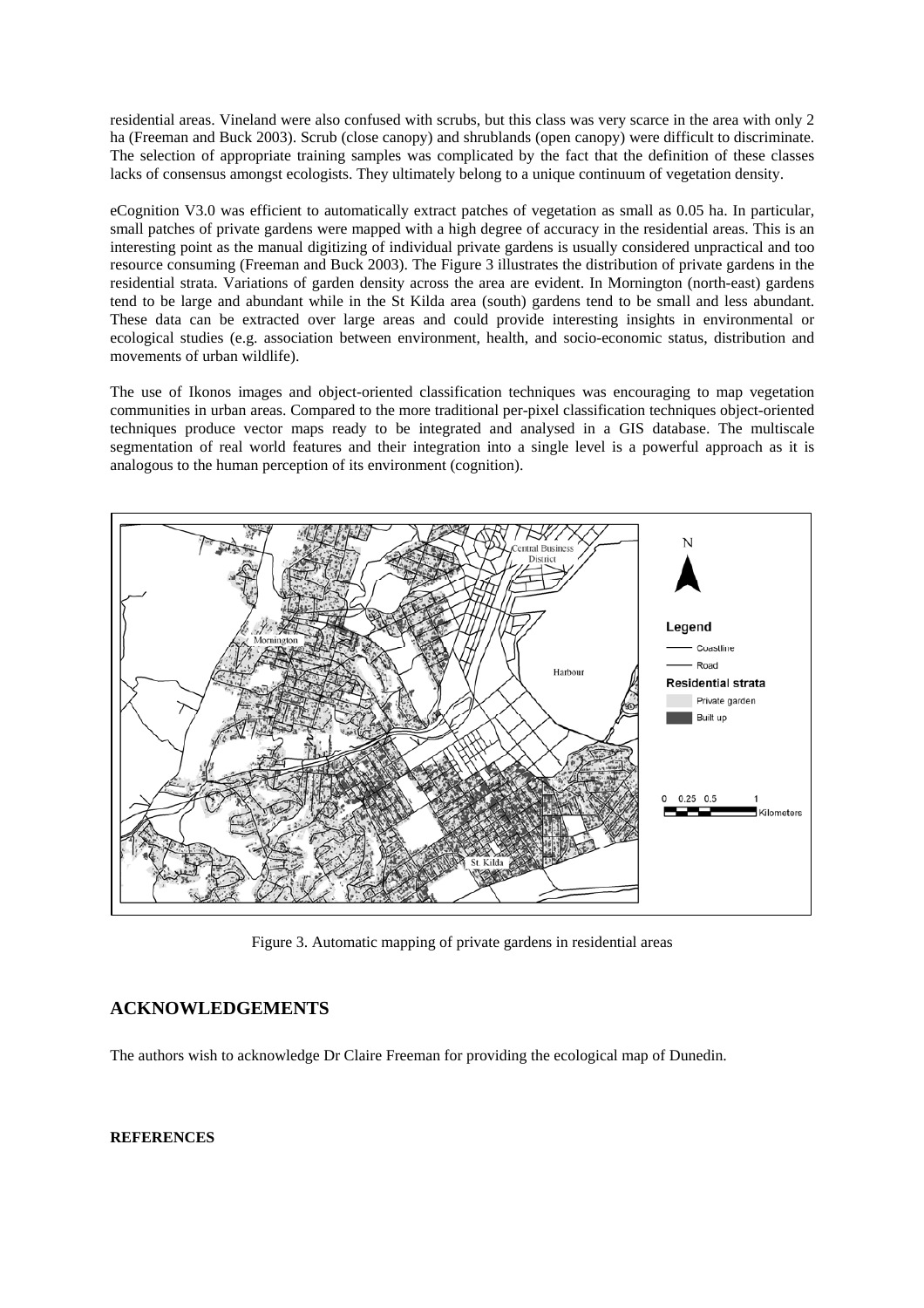residential areas. Vineland were also confused with scrubs, but this class was very scarce in the area with only 2 ha (Freeman and Buck 2003). Scrub (close canopy) and shrublands (open canopy) were difficult to discriminate. The selection of appropriate training samples was complicated by the fact that the definition of these classes lacks of consensus amongst ecologists. They ultimately belong to a unique continuum of vegetation density.

eCognition V3.0 was efficient to automatically extract patches of vegetation as small as 0.05 ha. In particular, small patches of private gardens were mapped with a high degree of accuracy in the residential areas. This is an interesting point as the manual digitizing of individual private gardens is usually considered unpractical and too resource consuming (Freeman and Buck 2003). The Figure 3 illustrates the distribution of private gardens in the residential strata. Variations of garden density across the area are evident. In Mornington (north-east) gardens tend to be large and abundant while in the St Kilda area (south) gardens tend to be small and less abundant. These data can be extracted over large areas and could provide interesting insights in environmental or ecological studies (e.g. association between environment, health, and socio-economic status, distribution and movements of urban wildlife).

The use of Ikonos images and object-oriented classification techniques was encouraging to map vegetation communities in urban areas. Compared to the more traditional per-pixel classification techniques object-oriented techniques produce vector maps ready to be integrated and analysed in a GIS database. The multiscale segmentation of real world features and their integration into a single level is a powerful approach as it is analogous to the human perception of its environment (cognition).

Figure 3. Automatic mapping of private gardens in residential areas

## ACKNOWLEDGEMENTS

The authors wish to acknowledge Dr Claire Freeman for providing the ecological map of Dunedin.

**REFERENCES**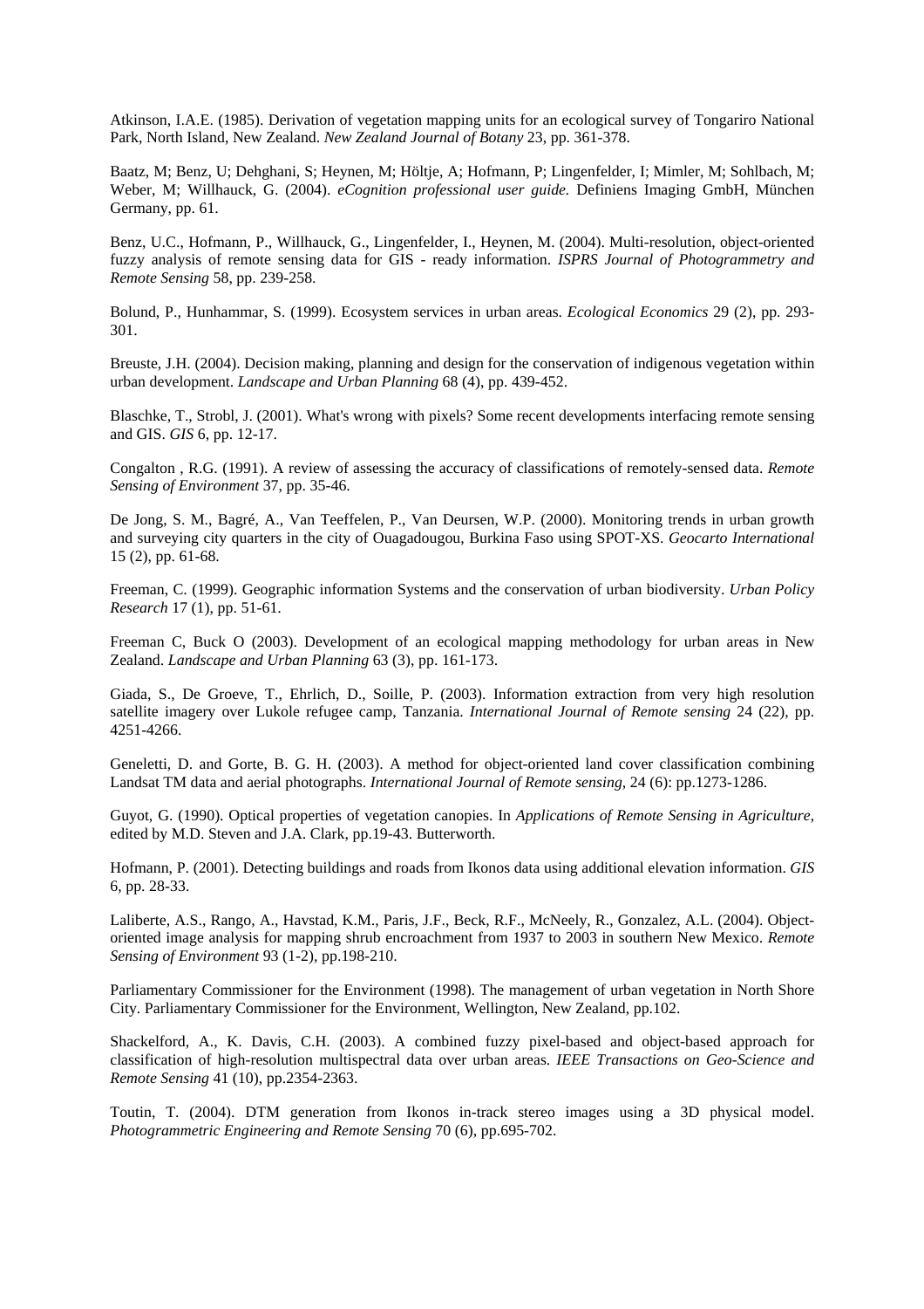Atkinson, I.A.E. (1985). Derivation of vegetation mapping units for an ecological survey of Tongariro National Park, North Island, New Zealand. *New Zealand Journal of Botany* 23, pp. 361-378.

Baatz, M; Benz, U; Dehghani, S; Heynen, M; Höltje, A; Hofmann, P; Lingenfelder, I; Mimler, M; Sohlbach, M; Weber, M; Willhauck, G. (2004). *eCognition professional user guide.* Definiens Imaging GmbH, München Germany, pp. 61.

Benz, U.C., Hofmann, P., Willhauck, G., Lingenfelder, I., Heynen, M. (2004). Multi-resolution, object-oriented fuzzy analysis of remote sensing data for GIS - ready information. *ISPRS Journal of Photogrammetry and Remote Sensing* 58, pp. 239-258.

Bolund, P., Hunhammar, S. (1999). Ecosystem services in urban areas. *Ecological Economics* 29 (2), pp. 293-301.

Breuste, J.H. (2004). Decision making, planning and design for the conservation of indigenous vegetation within urban development. *Landscape and Urban Planning* 68 (4), pp. 439-452.

Blaschke, T., Strobl, J. (2001). What's wrong with pixels? Some recent developments interfacing remote sensing and GIS. *GIS* 6, pp. 12-17.

Congalton , R.G. (1991). A review of assessing the accuracy of classifications of remotely-sensed data. *Remote Sensing of Environment* 37, pp. 35-46.

De Jong, S. M., Bagré, A., Van Teeffelen, P., Van Deursen, W.P. (2000). Monitoring trends in urban growth and surveying city quarters in the city of Ouagadougou, Burkina Faso using SPOT-XS. *Geocarto International* 15 (2), pp. 61-68.

Freeman, C. (1999). Geographic information Systems and the conservation of urban biodiversity. *Urban Policy Research* 17 (1), pp. 51-61.

Freeman C, Buck O (2003). Development of an ecological mapping methodology for urban areas in New Zealand. *Landscape and Urban Planning* 63 (3), pp. 161-173.

Giada, S., De Groeve, T., Ehrlich, D., Soille, P. (2003). Information extraction from very high resolution satellite imagery over Lukole refugee camp, Tanzania. *International Journal of Remote sensing* 24 (22), pp. 4251-4266.

Geneletti, D. and Gorte, B. G. H. (2003). A method for object-oriented land cover classification combining Landsat TM data and aerial photographs. *International Journal of Remote sensing,* 24 (6): pp.1273-1286.

Guyot, G. (1990). Optical properties of vegetation canopies. In *Applications of Remote Sensing in Agriculture*, edited by M.D. Steven and J.A. Clark, pp.19-43. Butterworth.

Hofmann, P. (2001). Detecting buildings and roads from Ikonos data using additional elevation information. *GIS* 6, pp. 28-33.

Laliberte, A.S., Rango, A., Havstad, K.M., Paris, J.F., Beck, R.F., McNeely, R., Gonzalez, A.L. (2004). Object-oriented image analysis for mapping shrub encroachment from 1937 to 2003 in southern New Mexico. *Remote Sensing of Environment* 93 (1-2), pp.198-210.

Parliamentary Commissioner for the Environment (1998). The management of urban vegetation in North Shore City. Parliamentary Commissioner for the Environment, Wellington, New Zealand, pp.102.

Shackelford, A., K. Davis, C.H. (2003). A combined fuzzy pixel-based and object-based approach for classification of high-resolution multispectral data over urban areas. *IEEE Transactions on Geo-Science and Remote Sensing* 41 (10), pp.2354-2363.

Toutin, T. (2004). DTM generation from Ikonos in-track stereo images using a 3D physical model. *Photogrammetric Engineering and Remote Sensing* 70 (6), pp.695-702.